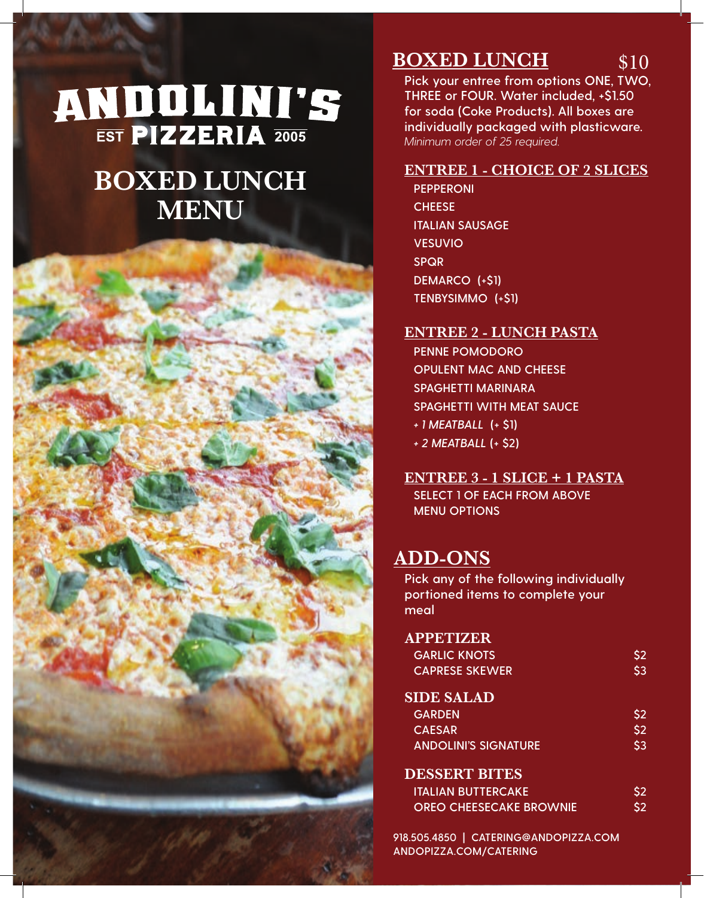# ANDOLINI'S

EST PIZZERIA 2005

# BOXED LUNCH MENU

## BOXED LUNCH $10

Pick your entree from options ONE, TWO, THREE or FOUR. Water included, +$1.50 for soda (Coke Products). All boxes are individually packaged with plasticware.

*Minimum order of 25 required.*

### ENTREE 1 - CHOICE OF 2 SLICES

- PEPPERONI
- CHEESE
- ITALIAN SAUSAGE
- VESUVIO
- SPQR
- DEMARCO (+$1)
- TENBYSIMMO (+$1)

### ENTREE 2 - LUNCH PASTA

- PENNE POMODORO
- OPULENT MAC AND CHEESE
- SPAGHETTI MARINARA
- SPAGHETTI WITH MEAT SAUCE
- *+ 1 MEATBALL* (+ $1)
- *+ 2 MEATBALL* (+ $2)

### ENTREE 3 - 1 SLICE + 1 PASTA

SELECT 1 OF EACH FROM ABOVE MENU OPTIONS

## ADD-ONS

Pick any of the following individually portioned items to complete your meal

### APPETIZER

| | |
|---|---|
| GARLIC KNOTS | $2 |
| CAPRESE SKEWER | $3 |

### SIDE SALAD

| | |
|---|---|
| GARDEN | $2 |
| CAESAR | $2 |
| ANDOLINI'S SIGNATURE | $3 |

### DESSERT BITES

| | |
|---|---|
| ITALIAN BUTTERCAKE | $2 |
| OREO CHEESECAKE BROWNIE | $2 |

918.505.4850 | CATERING@ANDOPIZZA.COM
ANDOPIZZA.COM/CATERING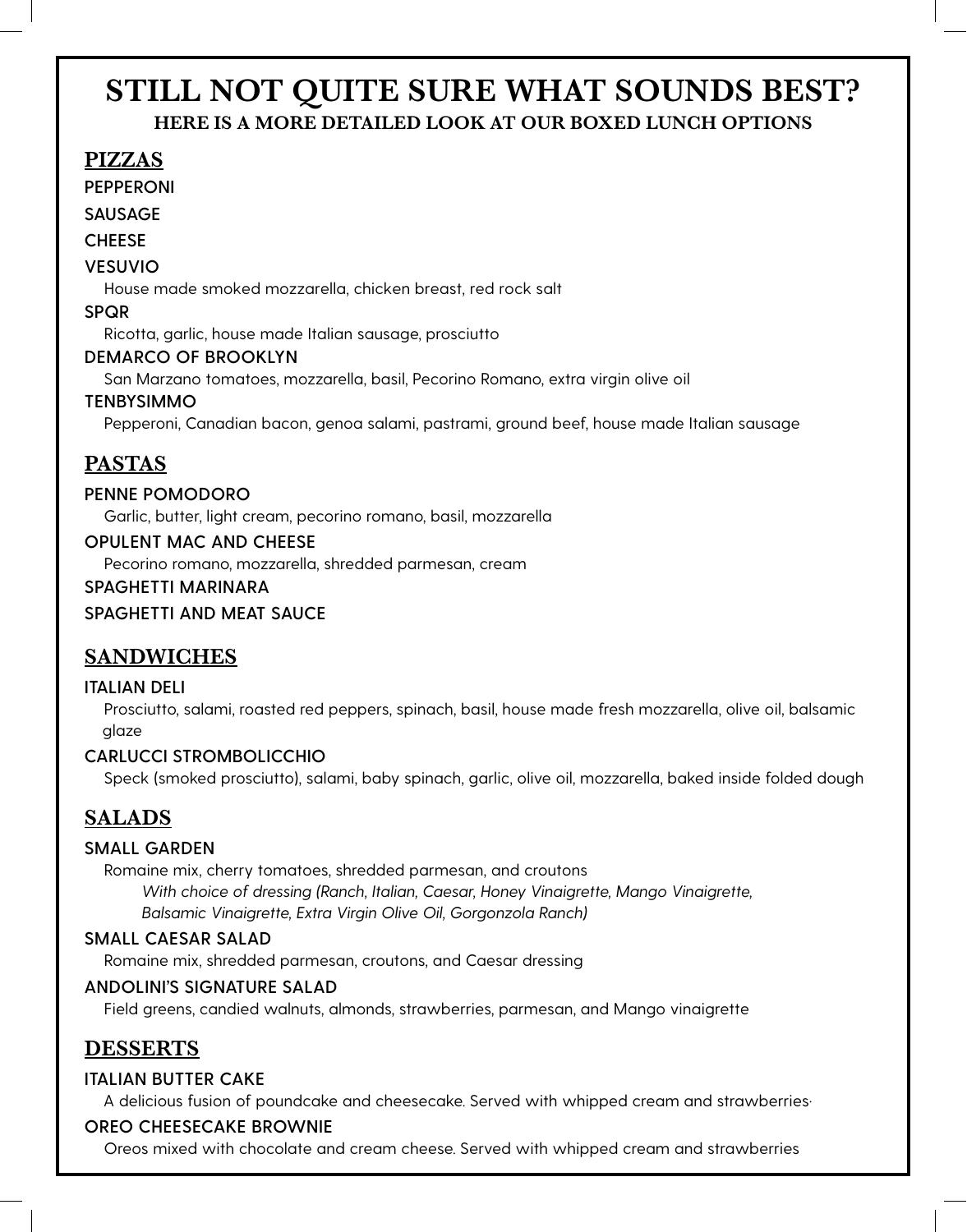# STILL NOT QUITE SURE WHAT SOUNDS BEST?

### HERE IS A MORE DETAILED LOOK AT OUR BOXED LUNCH OPTIONS

## PIZZAS

**PEPPERONI**

**SAUSAGE**

**CHEESE**

**VESUVIO**
House made smoked mozzarella, chicken breast, red rock salt

**SPQR**
Ricotta, garlic, house made Italian sausage, prosciutto

**DEMARCO OF BROOKLYN**
San Marzano tomatoes, mozzarella, basil, Pecorino Romano, extra virgin olive oil

**TENBYSIMMO**
Pepperoni, Canadian bacon, genoa salami, pastrami, ground beef, house made Italian sausage

## PASTAS

**PENNE POMODORO**
Garlic, butter, light cream, pecorino romano, basil, mozzarella

**OPULENT MAC AND CHEESE**
Pecorino romano, mozzarella, shredded parmesan, cream

**SPAGHETTI MARINARA**

**SPAGHETTI AND MEAT SAUCE**

## SANDWICHES

**ITALIAN DELI**
Prosciutto, salami, roasted red peppers, spinach, basil, house made fresh mozzarella, olive oil, balsamic glaze

**CARLUCCI STROMBOLICCHIO**
Speck (smoked prosciutto), salami, baby spinach, garlic, olive oil, mozzarella, baked inside folded dough

## SALADS

**SMALL GARDEN**
Romaine mix, cherry tomatoes, shredded parmesan, and croutons
*With choice of dressing (Ranch, Italian, Caesar, Honey Vinaigrette, Mango Vinaigrette, Balsamic Vinaigrette, Extra Virgin Olive Oil, Gorgonzola Ranch)*

**SMALL CAESAR SALAD**
Romaine mix, shredded parmesan, croutons, and Caesar dressing

**ANDOLINI'S SIGNATURE SALAD**
Field greens, candied walnuts, almonds, strawberries, parmesan, and Mango vinaigrette

## DESSERTS

**ITALIAN BUTTER CAKE**
A delicious fusion of poundcake and cheesecake. Served with whipped cream and strawberries.

**OREO CHEESECAKE BROWNIE**
Oreos mixed with chocolate and cream cheese. Served with whipped cream and strawberries